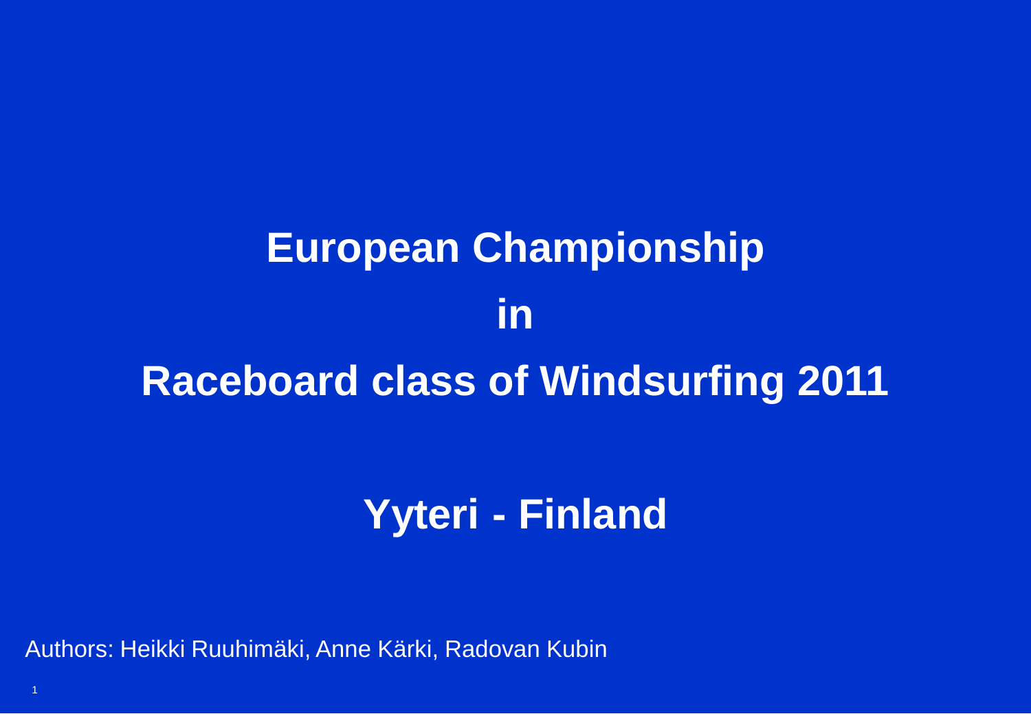# European Championship in Raceboard class of Windsurfing 2011

## Yyteri - Finland

Authors: Heikki Ruuhimäki, Anne Kärki, Radovan Kubin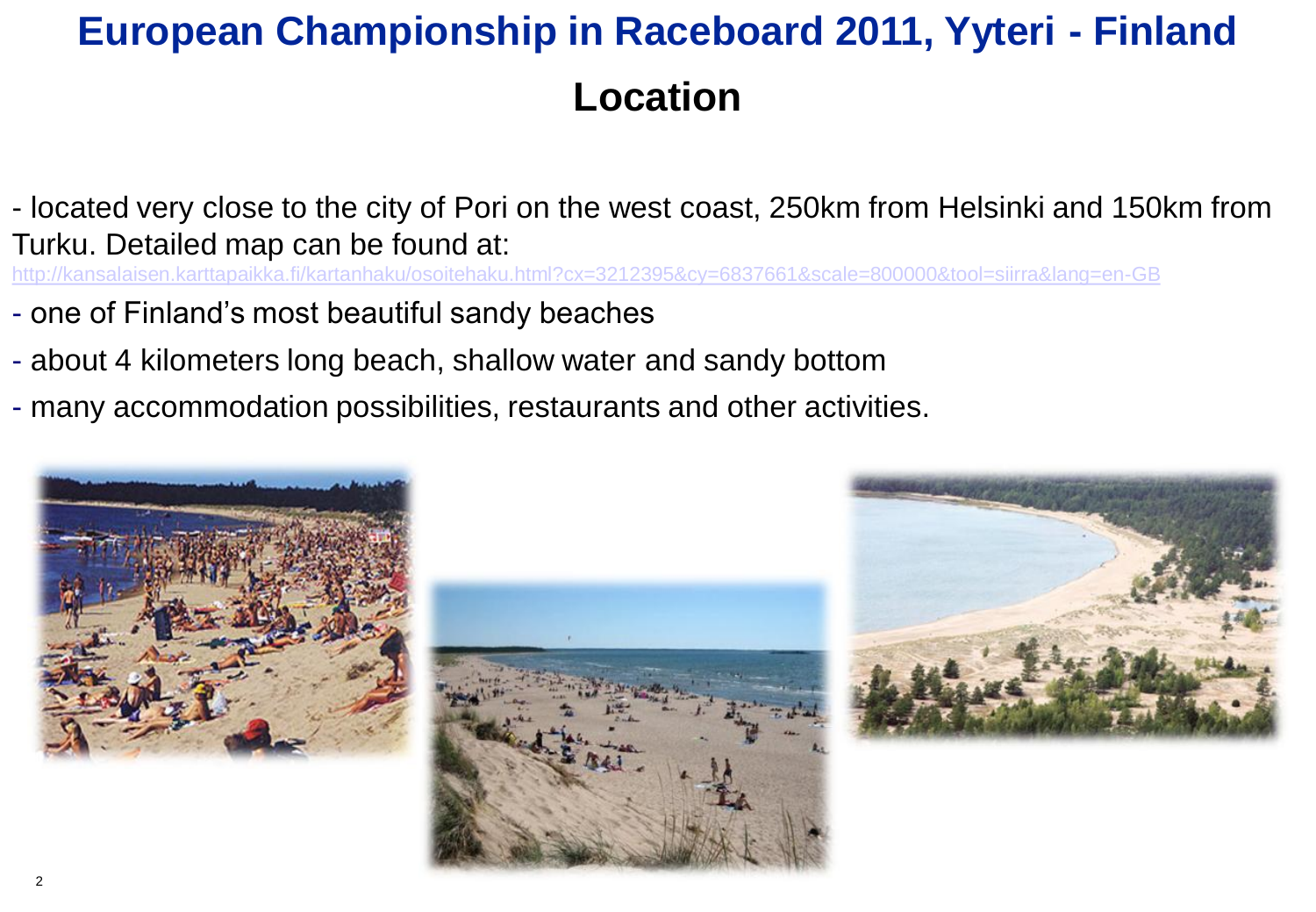# European Championship in Raceboard 2011, Yyteri - Finland

## Location

- located very close to the city of Pori on the west coast, 250km from Helsinki and 150km from Turku. Detailed map can be found at:
http://kansalaisen.karttapaikka.fi/kartanhaku/osoitehaku.html?cx=3212395&cy=6837661&scale=800000&tool=siirra&lang=en-GB
- one of Finland's most beautiful sandy beaches
- about 4 kilometers long beach, shallow water and sandy bottom
- many accommodation possibilities, restaurants and other activities.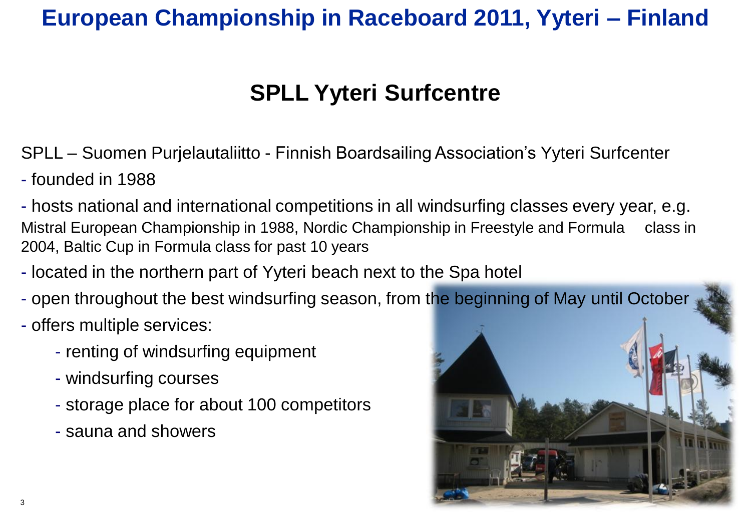# European Championship in Raceboard 2011, Yyteri – Finland

## SPLL Yyteri Surfcentre

SPLL – Suomen Purjelautaliitto - Finnish Boardsailing Association's Yyteri Surfcenter

- founded in 1988
- hosts national and international competitions in all windsurfing classes every year, e.g. Mistral European Championship in 1988, Nordic Championship in Freestyle and Formula class in 2004, Baltic Cup in Formula class for past 10 years
- located in the northern part of Yyteri beach next to the Spa hotel
- open throughout the best windsurfing season, from the beginning of May until October
- offers multiple services:
    - renting of windsurfing equipment
    - windsurfing courses
    - storage place for about 100 competitors
    - sauna and showers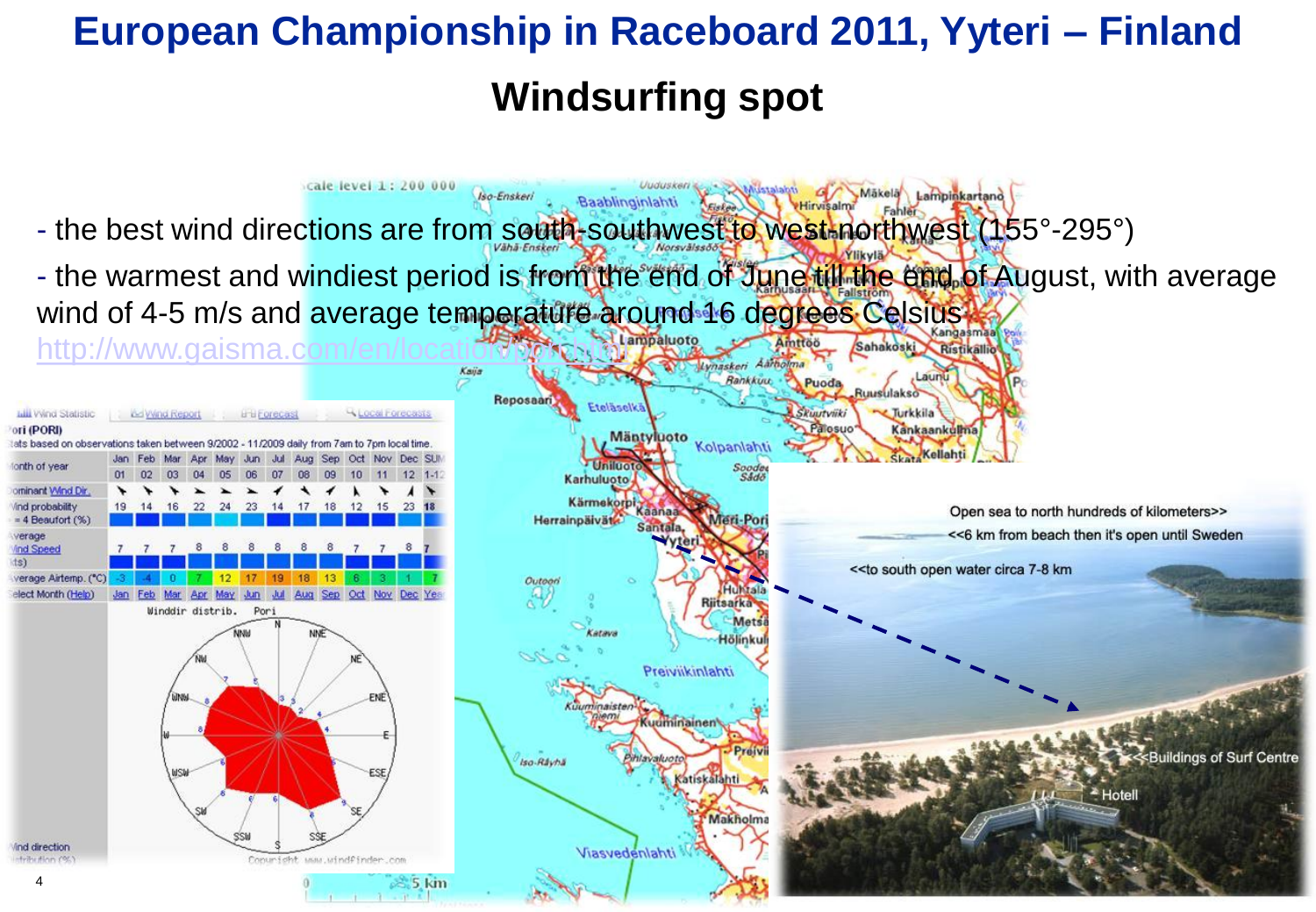# European Championship in Raceboard 2011, Yyteri – Finland

## Windsurfing spot

- the best wind directions are from south-southwest to west-northwest (155°-295°)
- the warmest and windiest period is from the end of June till the end of August, with average wind of 4-5 m/s and average temperature around 16 degrees Celsius

http://www.gaisma.com/en/location/pori.html

Open sea to north hundreds of kilometers>>

<<6 km from beach then it's open until Sweden

<<to south open water circa 7-8 km

<<Buildings of Surf Centre

Hotell

**Pori (PORI)**

Stats based on observations taken between 9/2002 - 11/2009 daily from 7am to 7pm local time.

| Month of year | Jan | Feb | Mar | Apr | May | Jun | Jul | Aug | Sep | Oct | Nov | Dec | SUM |
|---|---|---|---|---|---|---|---|---|---|---|---|---|---|
| | 01 | 02 | 03 | 04 | 05 | 06 | 07 | 08 | 09 | 10 | 11 | 12 | 1-12 |
| Wind probability >= 4 Beaufort (%) | 19 | 14 | 16 | 22 | 24 | 23 | 14 | 17 | 18 | 12 | 15 | 23 | 18 |
| Average Wind Speed (kts) | 7 | 7 | 7 | 8 | 8 | 8 | 8 | 8 | 8 | 7 | 7 | 8 | 7 |
| Average Airtemp. (°C) | -3 | -4 | 0 | 7 | 12 | 17 | 19 | 18 | 13 | 6 | 3 | 1 | 7 |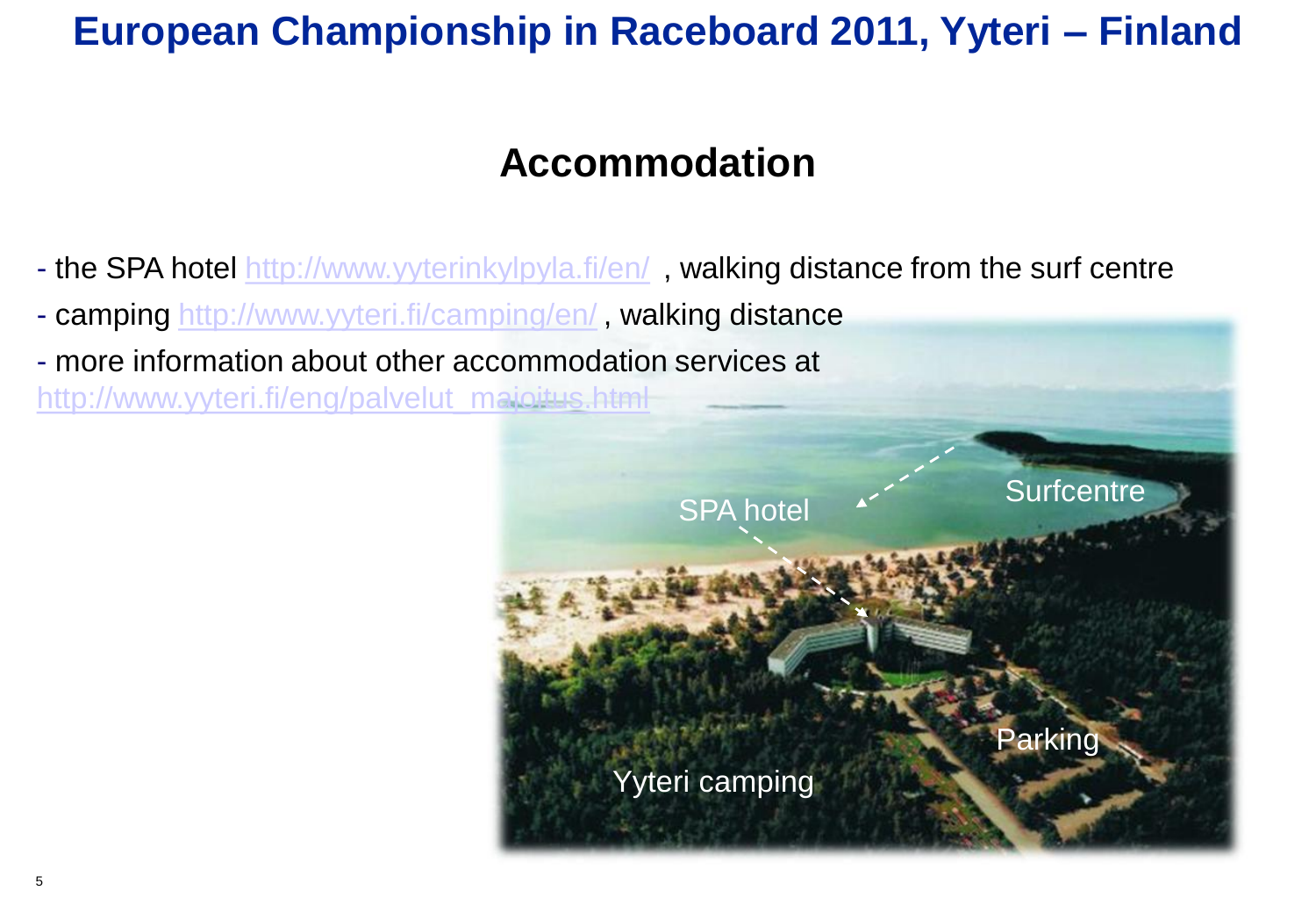# European Championship in Raceboard 2011, Yyteri – Finland

## Accommodation

- the SPA hotel http://www.yyterinkylpyla.fi/en/ , walking distance from the surf centre
- camping http://www.yyteri.fi/camping/en/ , walking distance
- more information about other accommodation services at http://www.yyteri.fi/eng/palvelut_majoitus.html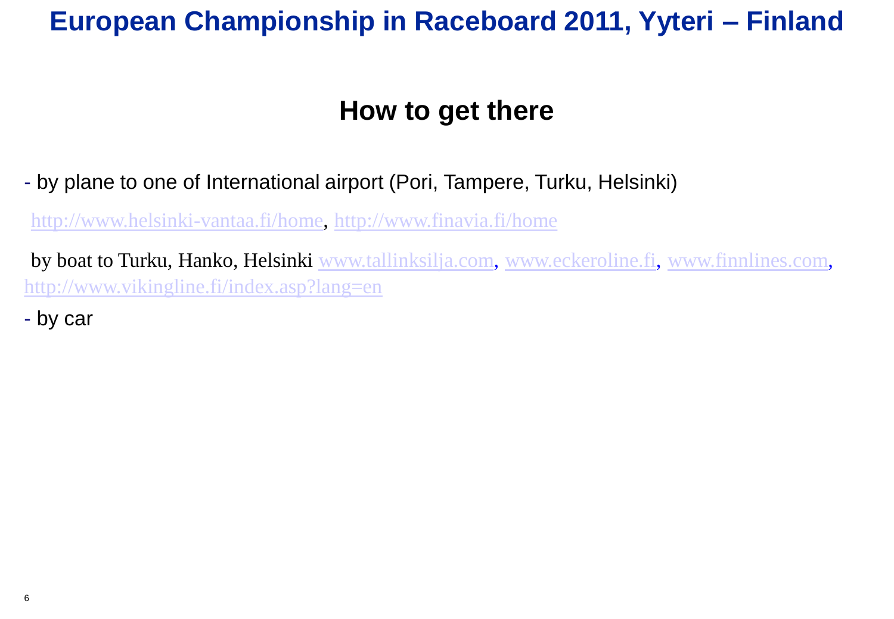# European Championship in Raceboard 2011, Yyteri – Finland

## How to get there

- by plane to one of International airport (Pori, Tampere, Turku, Helsinki)

http://www.helsinki-vantaa.fi/home, http://www.finavia.fi/home

by boat to Turku, Hanko, Helsinki www.tallinksilja.com, www.eckeroline.fi, www.finnlines.com, http://www.vikingline.fi/index.asp?lang=en

- by car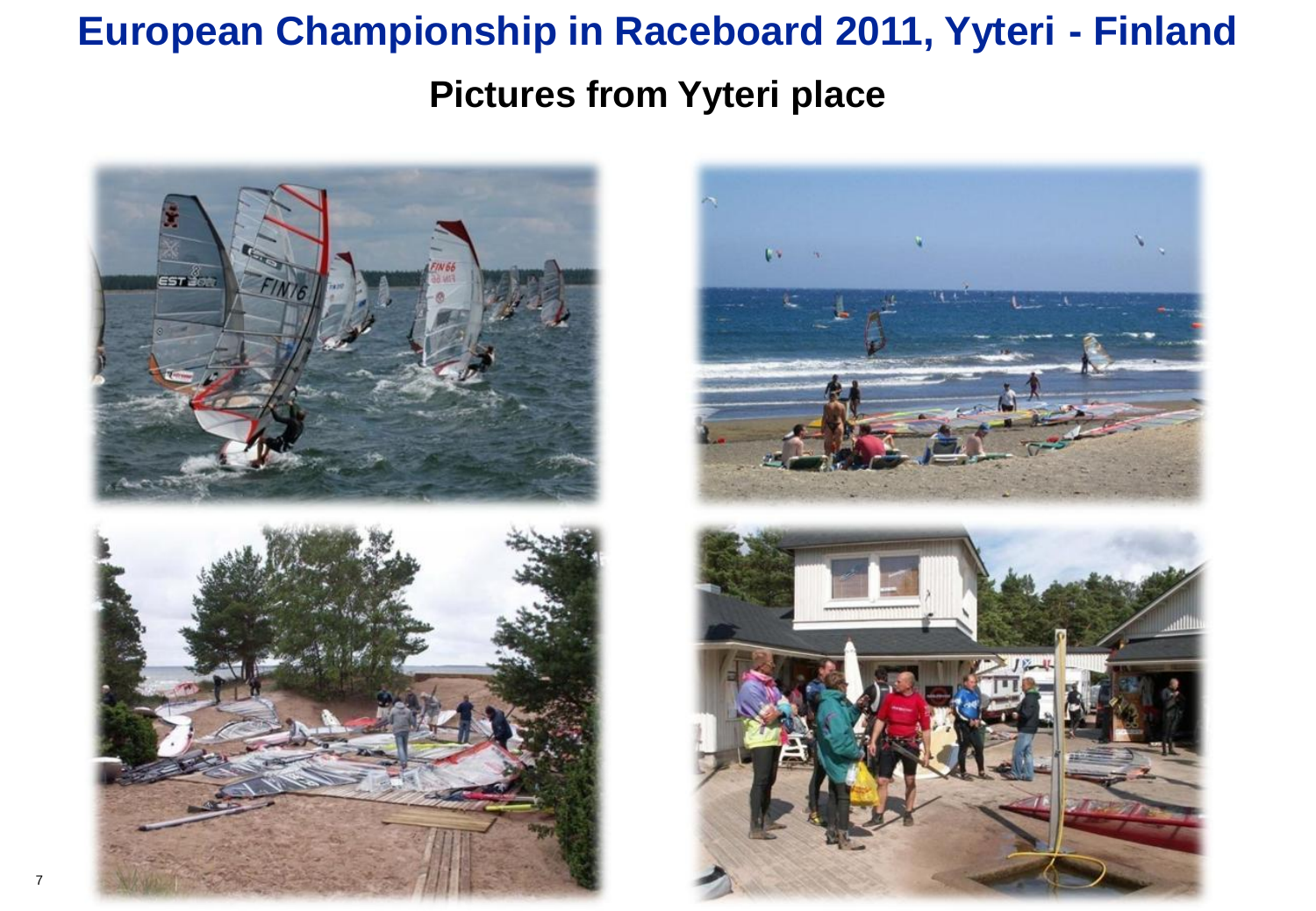# European Championship in Raceboard 2011, Yyteri - Finland

## Pictures from Yyteri place